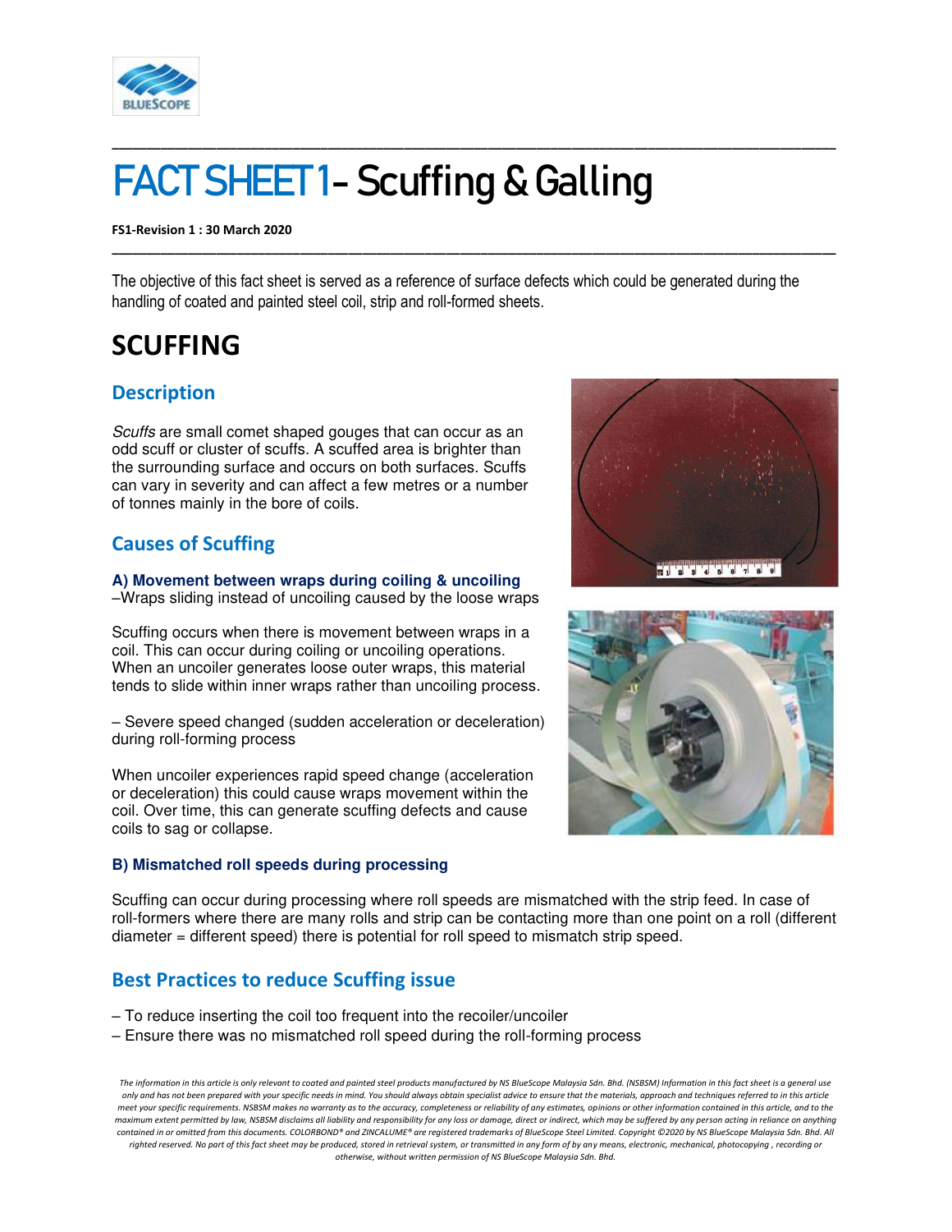# FACT SHEET 1- Scuffing & Galling

**FS1-Revision 1 : 30 March 2020**

The objective of this fact sheet is served as a reference of surface defects which could be generated during the handling of coated and painted steel coil, strip and roll-formed sheets.

## SCUFFING

### Description

*Scuffs* are small comet shaped gouges that can occur as an odd scuff or cluster of scuffs. A scuffed area is brighter than the surrounding surface and occurs on both surfaces. Scuffs can vary in severity and can affect a few metres or a number of tonnes mainly in the bore of coils.

### Causes of Scuffing

**A) Movement between wraps during coiling & uncoiling**
–Wraps sliding instead of uncoiling caused by the loose wraps

Scuffing occurs when there is movement between wraps in a coil. This can occur during coiling or uncoiling operations. When an uncoiler generates loose outer wraps, this material tends to slide within inner wraps rather than uncoiling process.

– Severe speed changed (sudden acceleration or deceleration) during roll-forming process

When uncoiler experiences rapid speed change (acceleration or deceleration) this could cause wraps movement within the coil. Over time, this can generate scuffing defects and cause coils to sag or collapse.

**B) Mismatched roll speeds during processing**

Scuffing can occur during processing where roll speeds are mismatched with the strip feed. In case of roll-formers where there are many rolls and strip can be contacting more than one point on a roll (different diameter = different speed) there is potential for roll speed to mismatch strip speed.

### Best Practices to reduce Scuffing issue

– To reduce inserting the coil too frequent into the recoiler/uncoiler
– Ensure there was no mismatched roll speed during the roll-forming process

*The information in this article is only relevant to coated and painted steel products manufactured by NS BlueScope Malaysia Sdn. Bhd. (NSBSM) Information in this fact sheet is a general use only and has not been prepared with your specific needs in mind. You should always obtain specialist advice to ensure that the materials, approach and techniques referred to in this article meet your specific requirements. NSBSM makes no warranty as to the accuracy, completeness or reliability of any estimates, opinions or other information contained in this article, and to the maximum extent permitted by law, NSBSM disclaims all liability and responsibility for any loss or damage, direct or indirect, which may be suffered by any person acting in reliance on anything contained in or omitted from this documents. COLORBOND® and ZINCALUME® are registered trademarks of BlueScope Steel Limited. Copyright ©2020 by NS BlueScope Malaysia Sdn. Bhd. All righted reserved. No part of this fact sheet may be produced, stored in retrieval system, or transmitted in any form of by any means, electronic, mechanical, photocopying , recording or otherwise, without written permission of NS BlueScope Malaysia Sdn. Bhd.*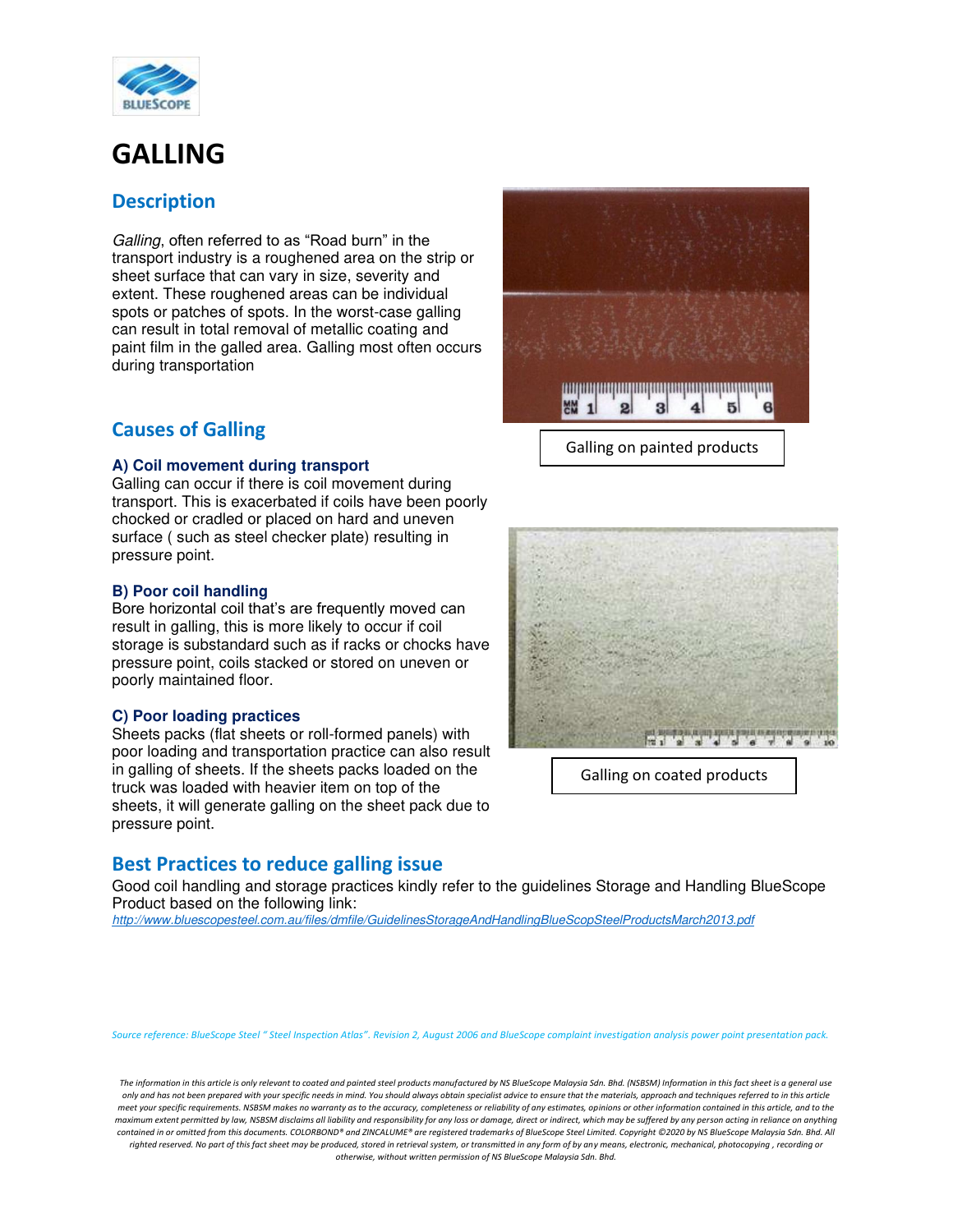# GALLING

## Description

*Galling*, often referred to as "Road burn" in the transport industry is a roughened area on the strip or sheet surface that can vary in size, severity and extent. These roughened areas can be individual spots or patches of spots. In the worst-case galling can result in total removal of metallic coating and paint film in the galled area. Galling most often occurs during transportation

Galling on painted products

Galling on coated products

## Causes of Galling

### A) Coil movement during transport

Galling can occur if there is coil movement during transport. This is exacerbated if coils have been poorly chocked or cradled or placed on hard and uneven surface ( such as steel checker plate) resulting in pressure point.

### B) Poor coil handling

Bore horizontal coil that's are frequently moved can result in galling, this is more likely to occur if coil storage is substandard such as if racks or chocks have pressure point, coils stacked or stored on uneven or poorly maintained floor.

### C) Poor loading practices

Sheets packs (flat sheets or roll-formed panels) with poor loading and transportation practice can also result in galling of sheets. If the sheets packs loaded on the truck was loaded with heavier item on top of the sheets, it will generate galling on the sheet pack due to pressure point.

## Best Practices to reduce galling issue

Good coil handling and storage practices kindly refer to the guidelines Storage and Handling BlueScope Product based on the following link:
*http://www.bluescopesteel.com.au/files/dmfile/GuidelinesStorageAndHandlingBlueScopSteelProductsMarch2013.pdf*

*Source reference: BlueScope Steel " Steel Inspection Atlas". Revision 2, August 2006 and BlueScope complaint investigation analysis power point presentation pack.*

*The information in this article is only relevant to coated and painted steel products manufactured by NS BlueScope Malaysia Sdn. Bhd. (NSBSM) Information in this fact sheet is a general use only and has not been prepared with your specific needs in mind. You should always obtain specialist advice to ensure that the materials, approach and techniques referred to in this article meet your specific requirements. NSBSM makes no warranty as to the accuracy, completeness or reliability of any estimates, opinions or other information contained in this article, and to the maximum extent permitted by law, NSBSM disclaims all liability and responsibility for any loss or damage, direct or indirect, which may be suffered by any person acting in reliance on anything contained in or omitted from this documents. COLORBOND® and ZINCALUME® are registered trademarks of BlueScope Steel Limited. Copyright ©2020 by NS BlueScope Malaysia Sdn. Bhd. All righted reserved. No part of this fact sheet may be produced, stored in retrieval system, or transmitted in any form of by any means, electronic, mechanical, photocopying , recording or otherwise, without written permission of NS BlueScope Malaysia Sdn. Bhd.*